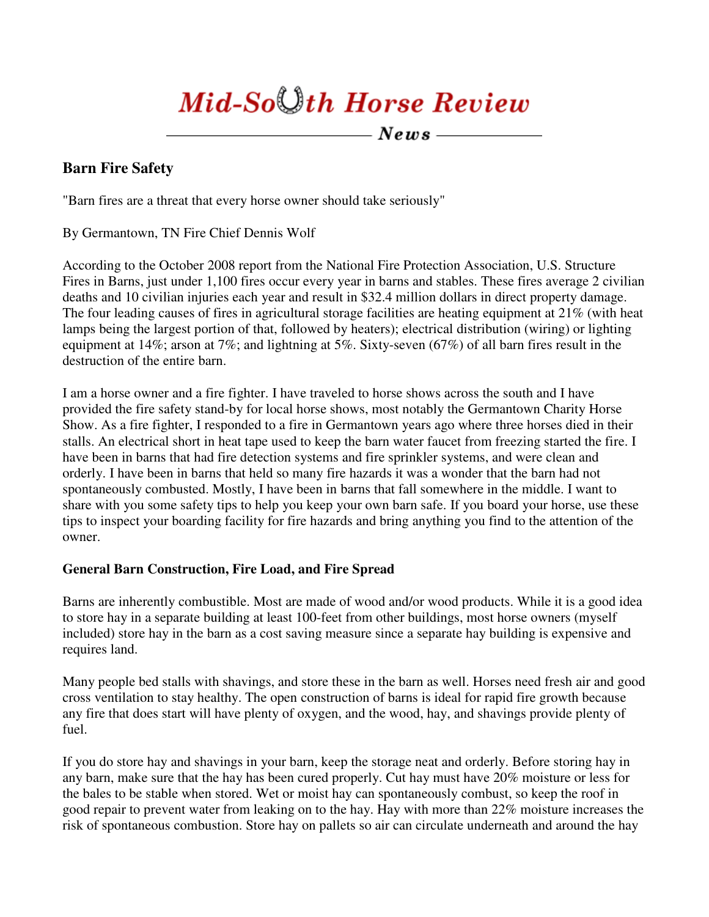# Mid-South Horse Review

News

## Barn Fire Safety

"Barn fires are a threat that every horse owner should take seriously"

By Germantown, TN Fire Chief Dennis Wolf

According to the October 2008 report from the National Fire Protection Association, U.S. Structure Fires in Barns, just under 1,100 fires occur every year in barns and stables. These fires average 2 civilian deaths and 10 civilian injuries each year and result in $32.4 million dollars in direct property damage. The four leading causes of fires in agricultural storage facilities are heating equipment at 21% (with heat lamps being the largest portion of that, followed by heaters); electrical distribution (wiring) or lighting equipment at 14%; arson at 7%; and lightning at 5%. Sixty-seven (67%) of all barn fires result in the destruction of the entire barn.

I am a horse owner and a fire fighter. I have traveled to horse shows across the south and I have provided the fire safety stand-by for local horse shows, most notably the Germantown Charity Horse Show. As a fire fighter, I responded to a fire in Germantown years ago where three horses died in their stalls. An electrical short in heat tape used to keep the barn water faucet from freezing started the fire. I have been in barns that had fire detection systems and fire sprinkler systems, and were clean and orderly. I have been in barns that held so many fire hazards it was a wonder that the barn had not spontaneously combusted. Mostly, I have been in barns that fall somewhere in the middle. I want to share with you some safety tips to help you keep your own barn safe. If you board your horse, use these tips to inspect your boarding facility for fire hazards and bring anything you find to the attention of the owner.

### General Barn Construction, Fire Load, and Fire Spread

Barns are inherently combustible. Most are made of wood and/or wood products. While it is a good idea to store hay in a separate building at least 100-feet from other buildings, most horse owners (myself included) store hay in the barn as a cost saving measure since a separate hay building is expensive and requires land.

Many people bed stalls with shavings, and store these in the barn as well. Horses need fresh air and good cross ventilation to stay healthy. The open construction of barns is ideal for rapid fire growth because any fire that does start will have plenty of oxygen, and the wood, hay, and shavings provide plenty of fuel.

If you do store hay and shavings in your barn, keep the storage neat and orderly. Before storing hay in any barn, make sure that the hay has been cured properly. Cut hay must have 20% moisture or less for the bales to be stable when stored. Wet or moist hay can spontaneously combust, so keep the roof in good repair to prevent water from leaking on to the hay. Hay with more than 22% moisture increases the risk of spontaneous combustion. Store hay on pallets so air can circulate underneath and around the hay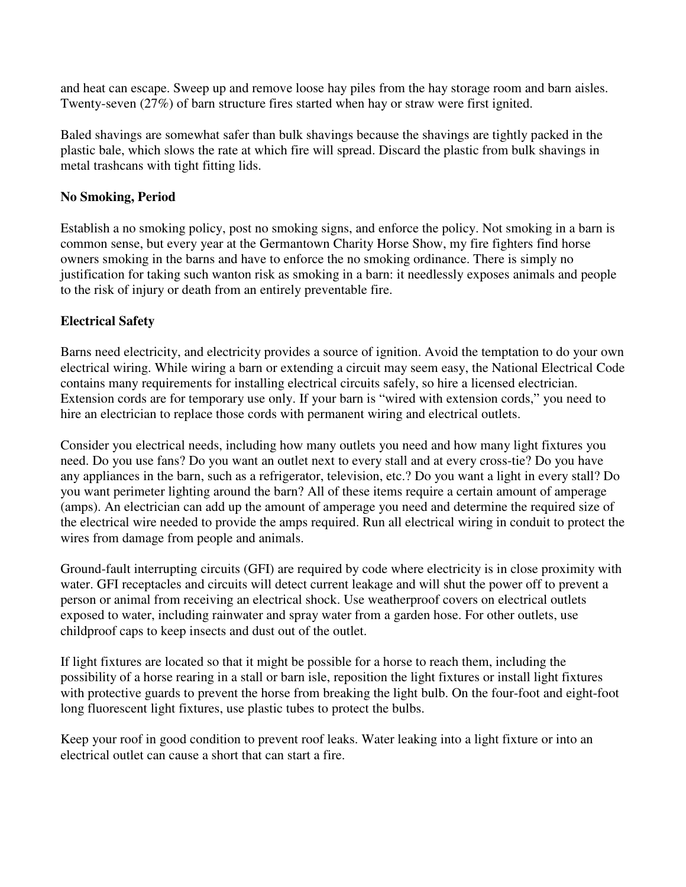and heat can escape. Sweep up and remove loose hay piles from the hay storage room and barn aisles. Twenty-seven (27%) of barn structure fires started when hay or straw were first ignited.

Baled shavings are somewhat safer than bulk shavings because the shavings are tightly packed in the plastic bale, which slows the rate at which fire will spread. Discard the plastic from bulk shavings in metal trashcans with tight fitting lids.

**No Smoking, Period**

Establish a no smoking policy, post no smoking signs, and enforce the policy. Not smoking in a barn is common sense, but every year at the Germantown Charity Horse Show, my fire fighters find horse owners smoking in the barns and have to enforce the no smoking ordinance. There is simply no justification for taking such wanton risk as smoking in a barn: it needlessly exposes animals and people to the risk of injury or death from an entirely preventable fire.

**Electrical Safety**

Barns need electricity, and electricity provides a source of ignition. Avoid the temptation to do your own electrical wiring. While wiring a barn or extending a circuit may seem easy, the National Electrical Code contains many requirements for installing electrical circuits safely, so hire a licensed electrician. Extension cords are for temporary use only. If your barn is "wired with extension cords," you need to hire an electrician to replace those cords with permanent wiring and electrical outlets.

Consider you electrical needs, including how many outlets you need and how many light fixtures you need. Do you use fans? Do you want an outlet next to every stall and at every cross-tie? Do you have any appliances in the barn, such as a refrigerator, television, etc.? Do you want a light in every stall? Do you want perimeter lighting around the barn? All of these items require a certain amount of amperage (amps). An electrician can add up the amount of amperage you need and determine the required size of the electrical wire needed to provide the amps required. Run all electrical wiring in conduit to protect the wires from damage from people and animals.

Ground-fault interrupting circuits (GFI) are required by code where electricity is in close proximity with water. GFI receptacles and circuits will detect current leakage and will shut the power off to prevent a person or animal from receiving an electrical shock. Use weatherproof covers on electrical outlets exposed to water, including rainwater and spray water from a garden hose. For other outlets, use childproof caps to keep insects and dust out of the outlet.

If light fixtures are located so that it might be possible for a horse to reach them, including the possibility of a horse rearing in a stall or barn isle, reposition the light fixtures or install light fixtures with protective guards to prevent the horse from breaking the light bulb. On the four-foot and eight-foot long fluorescent light fixtures, use plastic tubes to protect the bulbs.

Keep your roof in good condition to prevent roof leaks. Water leaking into a light fixture or into an electrical outlet can cause a short that can start a fire.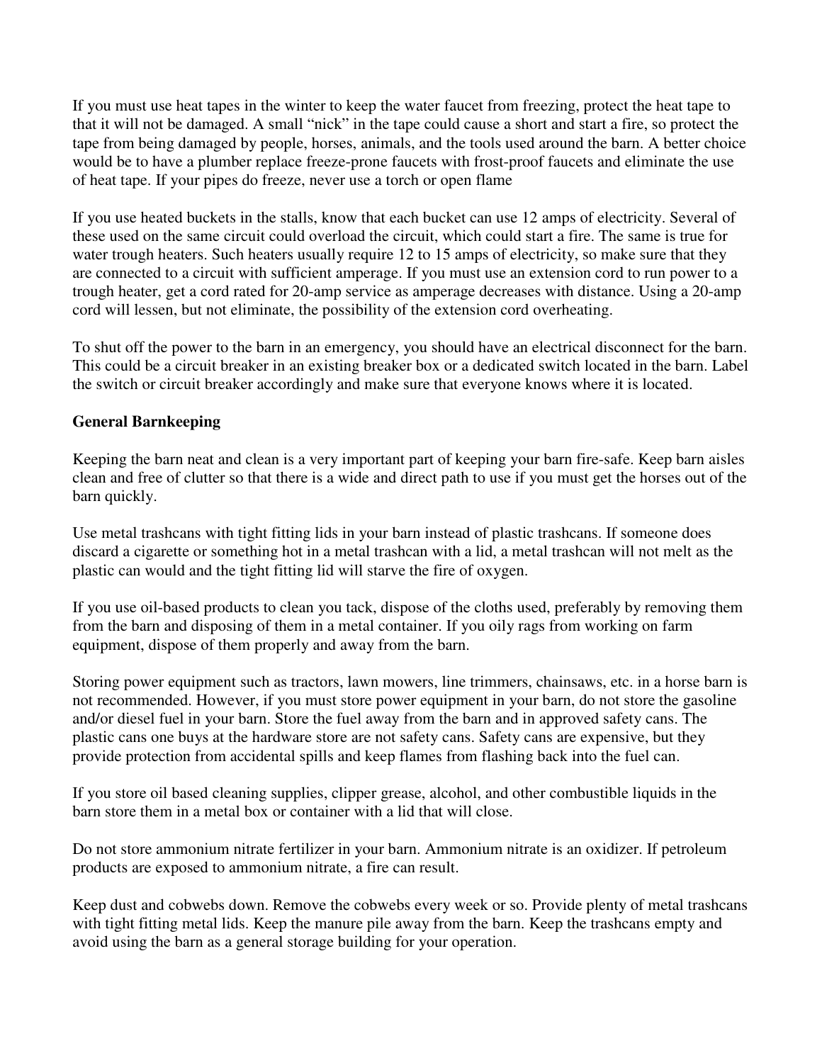If you must use heat tapes in the winter to keep the water faucet from freezing, protect the heat tape to that it will not be damaged. A small "nick" in the tape could cause a short and start a fire, so protect the tape from being damaged by people, horses, animals, and the tools used around the barn. A better choice would be to have a plumber replace freeze-prone faucets with frost-proof faucets and eliminate the use of heat tape. If your pipes do freeze, never use a torch or open flame

If you use heated buckets in the stalls, know that each bucket can use 12 amps of electricity. Several of these used on the same circuit could overload the circuit, which could start a fire. The same is true for water trough heaters. Such heaters usually require 12 to 15 amps of electricity, so make sure that they are connected to a circuit with sufficient amperage. If you must use an extension cord to run power to a trough heater, get a cord rated for 20-amp service as amperage decreases with distance. Using a 20-amp cord will lessen, but not eliminate, the possibility of the extension cord overheating.

To shut off the power to the barn in an emergency, you should have an electrical disconnect for the barn. This could be a circuit breaker in an existing breaker box or a dedicated switch located in the barn. Label the switch or circuit breaker accordingly and make sure that everyone knows where it is located.

**General Barnkeeping**

Keeping the barn neat and clean is a very important part of keeping your barn fire-safe. Keep barn aisles clean and free of clutter so that there is a wide and direct path to use if you must get the horses out of the barn quickly.

Use metal trashcans with tight fitting lids in your barn instead of plastic trashcans. If someone does discard a cigarette or something hot in a metal trashcan with a lid, a metal trashcan will not melt as the plastic can would and the tight fitting lid will starve the fire of oxygen.

If you use oil-based products to clean you tack, dispose of the cloths used, preferably by removing them from the barn and disposing of them in a metal container. If you oily rags from working on farm equipment, dispose of them properly and away from the barn.

Storing power equipment such as tractors, lawn mowers, line trimmers, chainsaws, etc. in a horse barn is not recommended. However, if you must store power equipment in your barn, do not store the gasoline and/or diesel fuel in your barn. Store the fuel away from the barn and in approved safety cans. The plastic cans one buys at the hardware store are not safety cans. Safety cans are expensive, but they provide protection from accidental spills and keep flames from flashing back into the fuel can.

If you store oil based cleaning supplies, clipper grease, alcohol, and other combustible liquids in the barn store them in a metal box or container with a lid that will close.

Do not store ammonium nitrate fertilizer in your barn. Ammonium nitrate is an oxidizer. If petroleum products are exposed to ammonium nitrate, a fire can result.

Keep dust and cobwebs down. Remove the cobwebs every week or so. Provide plenty of metal trashcans with tight fitting metal lids. Keep the manure pile away from the barn. Keep the trashcans empty and avoid using the barn as a general storage building for your operation.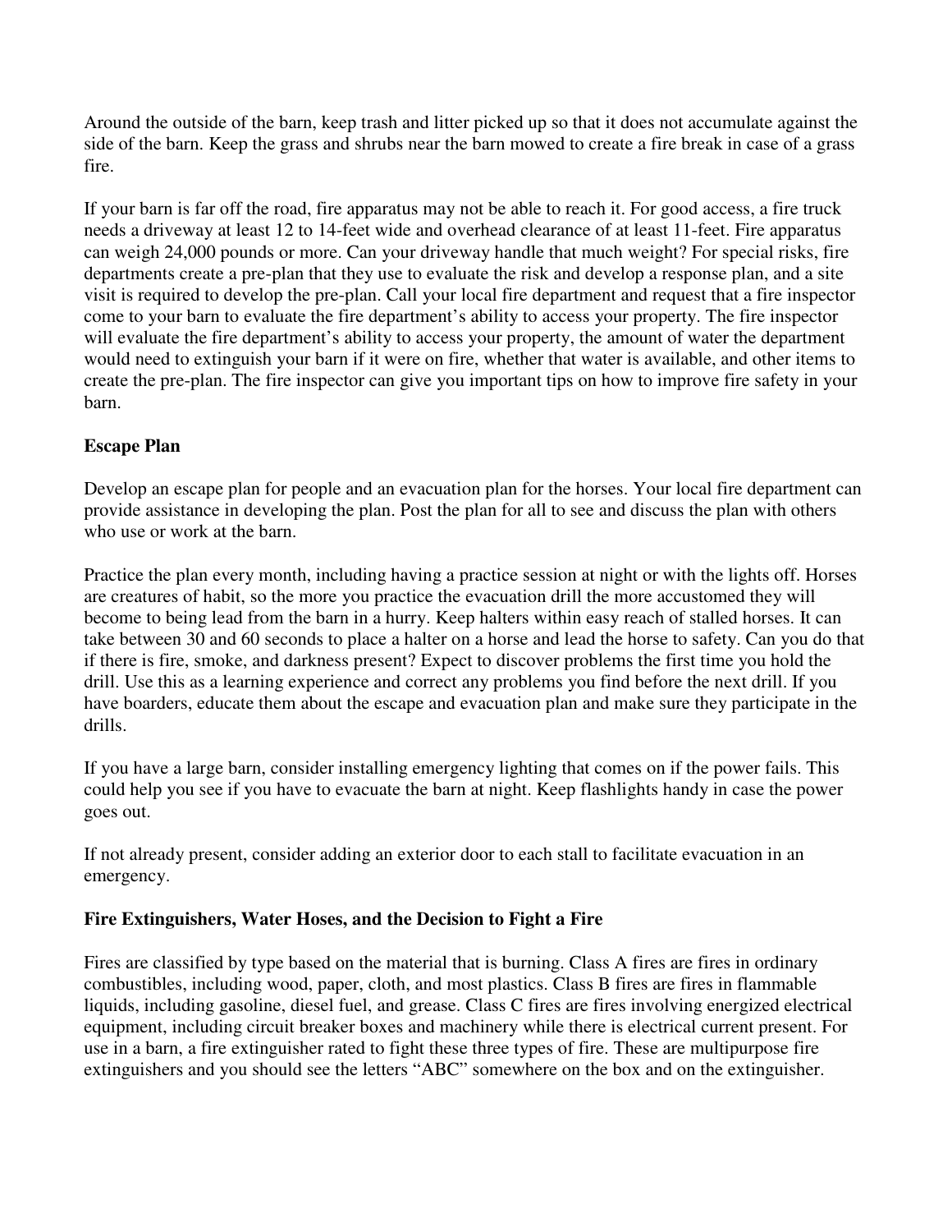Around the outside of the barn, keep trash and litter picked up so that it does not accumulate against the side of the barn. Keep the grass and shrubs near the barn mowed to create a fire break in case of a grass fire.

If your barn is far off the road, fire apparatus may not be able to reach it. For good access, a fire truck needs a driveway at least 12 to 14-feet wide and overhead clearance of at least 11-feet. Fire apparatus can weigh 24,000 pounds or more. Can your driveway handle that much weight? For special risks, fire departments create a pre-plan that they use to evaluate the risk and develop a response plan, and a site visit is required to develop the pre-plan. Call your local fire department and request that a fire inspector come to your barn to evaluate the fire department's ability to access your property. The fire inspector will evaluate the fire department's ability to access your property, the amount of water the department would need to extinguish your barn if it were on fire, whether that water is available, and other items to create the pre-plan. The fire inspector can give you important tips on how to improve fire safety in your barn.

**Escape Plan**

Develop an escape plan for people and an evacuation plan for the horses. Your local fire department can provide assistance in developing the plan. Post the plan for all to see and discuss the plan with others who use or work at the barn.

Practice the plan every month, including having a practice session at night or with the lights off. Horses are creatures of habit, so the more you practice the evacuation drill the more accustomed they will become to being lead from the barn in a hurry. Keep halters within easy reach of stalled horses. It can take between 30 and 60 seconds to place a halter on a horse and lead the horse to safety. Can you do that if there is fire, smoke, and darkness present? Expect to discover problems the first time you hold the drill. Use this as a learning experience and correct any problems you find before the next drill. If you have boarders, educate them about the escape and evacuation plan and make sure they participate in the drills.

If you have a large barn, consider installing emergency lighting that comes on if the power fails. This could help you see if you have to evacuate the barn at night. Keep flashlights handy in case the power goes out.

If not already present, consider adding an exterior door to each stall to facilitate evacuation in an emergency.

**Fire Extinguishers, Water Hoses, and the Decision to Fight a Fire**

Fires are classified by type based on the material that is burning. Class A fires are fires in ordinary combustibles, including wood, paper, cloth, and most plastics. Class B fires are fires in flammable liquids, including gasoline, diesel fuel, and grease. Class C fires are fires involving energized electrical equipment, including circuit breaker boxes and machinery while there is electrical current present. For use in a barn, a fire extinguisher rated to fight these three types of fire. These are multipurpose fire extinguishers and you should see the letters "ABC" somewhere on the box and on the extinguisher.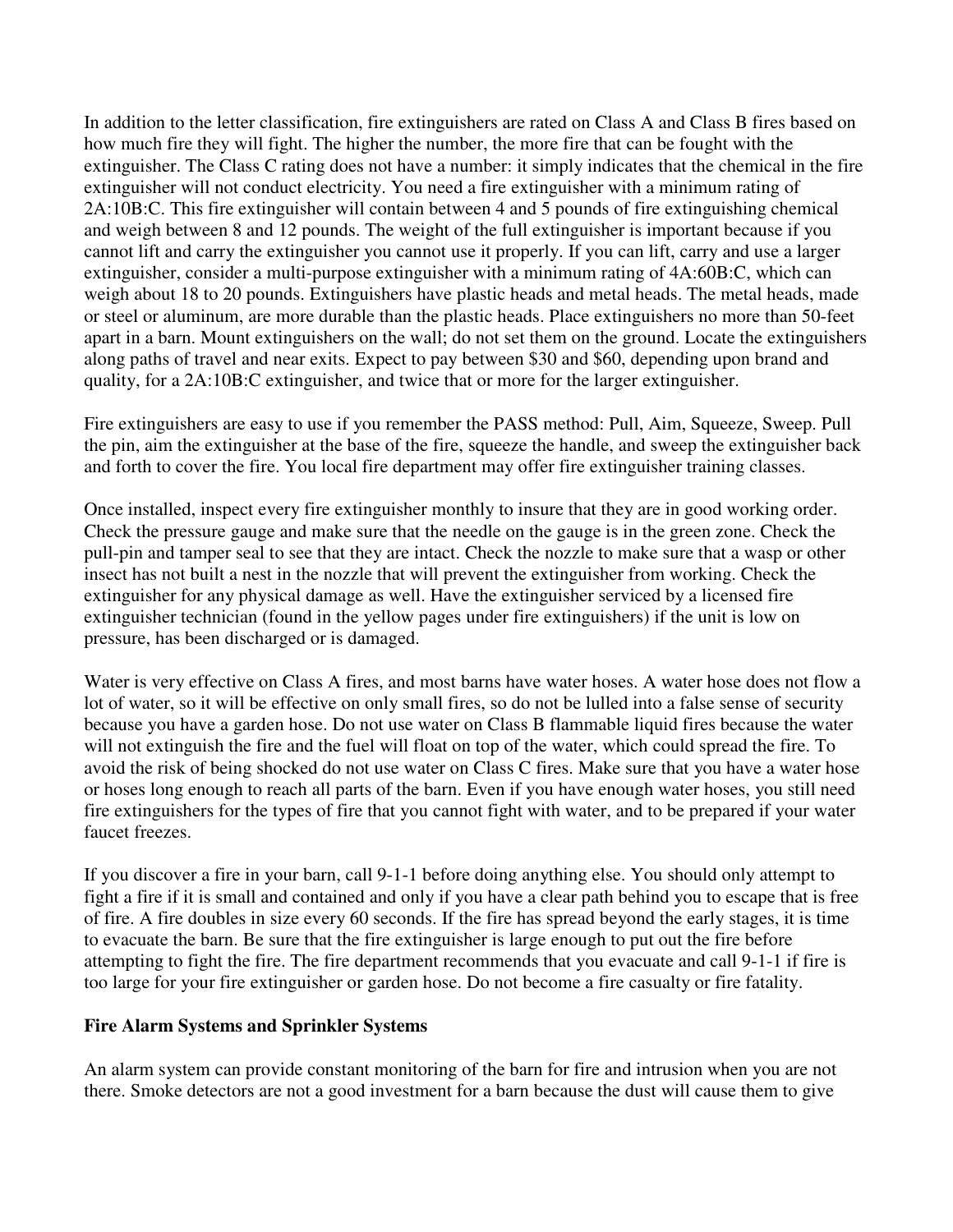In addition to the letter classification, fire extinguishers are rated on Class A and Class B fires based on how much fire they will fight. The higher the number, the more fire that can be fought with the extinguisher. The Class C rating does not have a number: it simply indicates that the chemical in the fire extinguisher will not conduct electricity. You need a fire extinguisher with a minimum rating of 2A:10B:C. This fire extinguisher will contain between 4 and 5 pounds of fire extinguishing chemical and weigh between 8 and 12 pounds. The weight of the full extinguisher is important because if you cannot lift and carry the extinguisher you cannot use it properly. If you can lift, carry and use a larger extinguisher, consider a multi-purpose extinguisher with a minimum rating of 4A:60B:C, which can weigh about 18 to 20 pounds. Extinguishers have plastic heads and metal heads. The metal heads, made or steel or aluminum, are more durable than the plastic heads. Place extinguishers no more than 50-feet apart in a barn. Mount extinguishers on the wall; do not set them on the ground. Locate the extinguishers along paths of travel and near exits. Expect to pay between $30 and $60, depending upon brand and quality, for a 2A:10B:C extinguisher, and twice that or more for the larger extinguisher.

Fire extinguishers are easy to use if you remember the PASS method: Pull, Aim, Squeeze, Sweep. Pull the pin, aim the extinguisher at the base of the fire, squeeze the handle, and sweep the extinguisher back and forth to cover the fire. You local fire department may offer fire extinguisher training classes.

Once installed, inspect every fire extinguisher monthly to insure that they are in good working order. Check the pressure gauge and make sure that the needle on the gauge is in the green zone. Check the pull-pin and tamper seal to see that they are intact. Check the nozzle to make sure that a wasp or other insect has not built a nest in the nozzle that will prevent the extinguisher from working. Check the extinguisher for any physical damage as well. Have the extinguisher serviced by a licensed fire extinguisher technician (found in the yellow pages under fire extinguishers) if the unit is low on pressure, has been discharged or is damaged.

Water is very effective on Class A fires, and most barns have water hoses. A water hose does not flow a lot of water, so it will be effective on only small fires, so do not be lulled into a false sense of security because you have a garden hose. Do not use water on Class B flammable liquid fires because the water will not extinguish the fire and the fuel will float on top of the water, which could spread the fire. To avoid the risk of being shocked do not use water on Class C fires. Make sure that you have a water hose or hoses long enough to reach all parts of the barn. Even if you have enough water hoses, you still need fire extinguishers for the types of fire that you cannot fight with water, and to be prepared if your water faucet freezes.

If you discover a fire in your barn, call 9-1-1 before doing anything else. You should only attempt to fight a fire if it is small and contained and only if you have a clear path behind you to escape that is free of fire. A fire doubles in size every 60 seconds. If the fire has spread beyond the early stages, it is time to evacuate the barn. Be sure that the fire extinguisher is large enough to put out the fire before attempting to fight the fire. The fire department recommends that you evacuate and call 9-1-1 if fire is too large for your fire extinguisher or garden hose. Do not become a fire casualty or fire fatality.

**Fire Alarm Systems and Sprinkler Systems**

An alarm system can provide constant monitoring of the barn for fire and intrusion when you are not there. Smoke detectors are not a good investment for a barn because the dust will cause them to give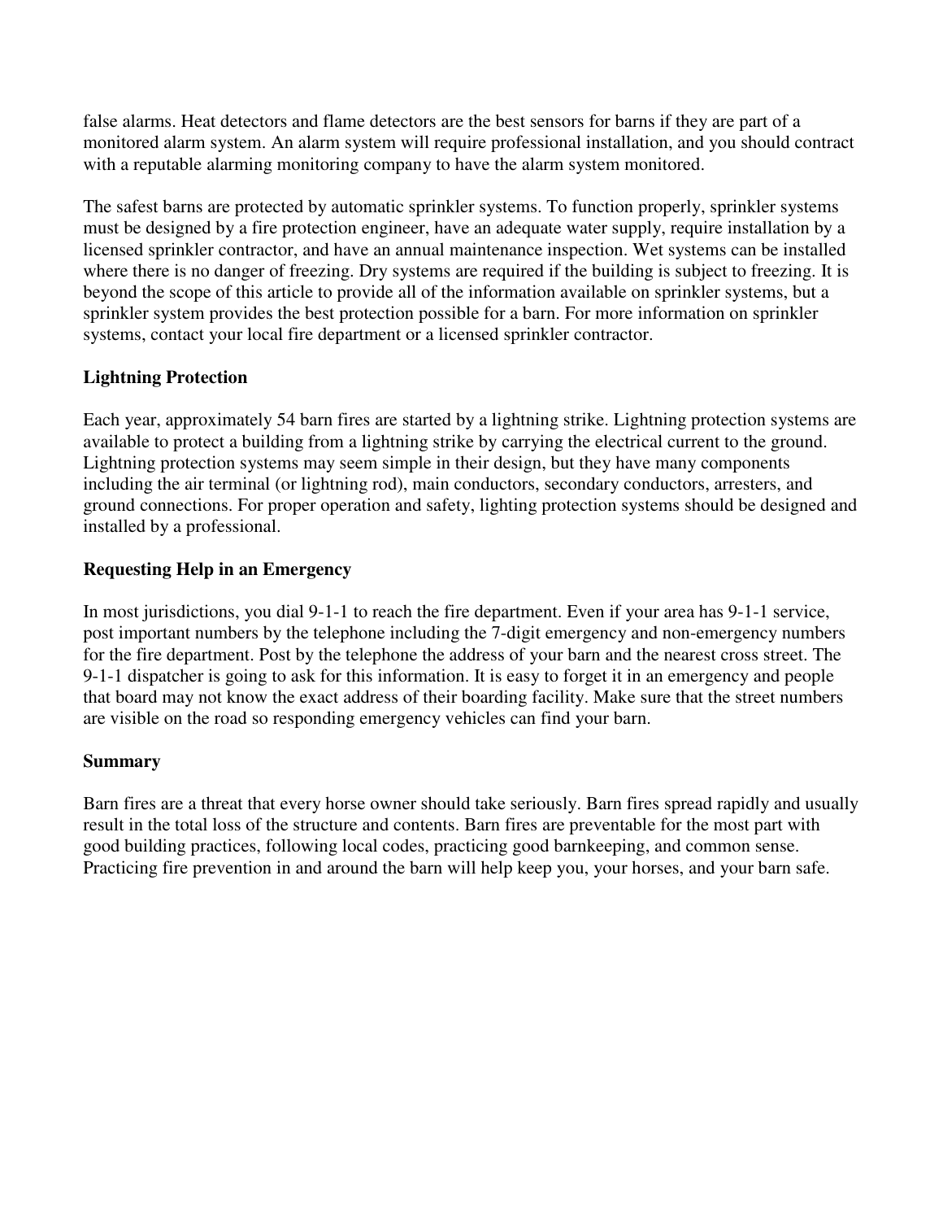false alarms. Heat detectors and flame detectors are the best sensors for barns if they are part of a monitored alarm system. An alarm system will require professional installation, and you should contract with a reputable alarming monitoring company to have the alarm system monitored.

The safest barns are protected by automatic sprinkler systems. To function properly, sprinkler systems must be designed by a fire protection engineer, have an adequate water supply, require installation by a licensed sprinkler contractor, and have an annual maintenance inspection. Wet systems can be installed where there is no danger of freezing. Dry systems are required if the building is subject to freezing. It is beyond the scope of this article to provide all of the information available on sprinkler systems, but a sprinkler system provides the best protection possible for a barn. For more information on sprinkler systems, contact your local fire department or a licensed sprinkler contractor.

**Lightning Protection**

Each year, approximately 54 barn fires are started by a lightning strike. Lightning protection systems are available to protect a building from a lightning strike by carrying the electrical current to the ground. Lightning protection systems may seem simple in their design, but they have many components including the air terminal (or lightning rod), main conductors, secondary conductors, arresters, and ground connections. For proper operation and safety, lighting protection systems should be designed and installed by a professional.

**Requesting Help in an Emergency**

In most jurisdictions, you dial 9-1-1 to reach the fire department. Even if your area has 9-1-1 service, post important numbers by the telephone including the 7-digit emergency and non-emergency numbers for the fire department. Post by the telephone the address of your barn and the nearest cross street. The 9-1-1 dispatcher is going to ask for this information. It is easy to forget it in an emergency and people that board may not know the exact address of their boarding facility. Make sure that the street numbers are visible on the road so responding emergency vehicles can find your barn.

**Summary**

Barn fires are a threat that every horse owner should take seriously. Barn fires spread rapidly and usually result in the total loss of the structure and contents. Barn fires are preventable for the most part with good building practices, following local codes, practicing good barnkeeping, and common sense. Practicing fire prevention in and around the barn will help keep you, your horses, and your barn safe.